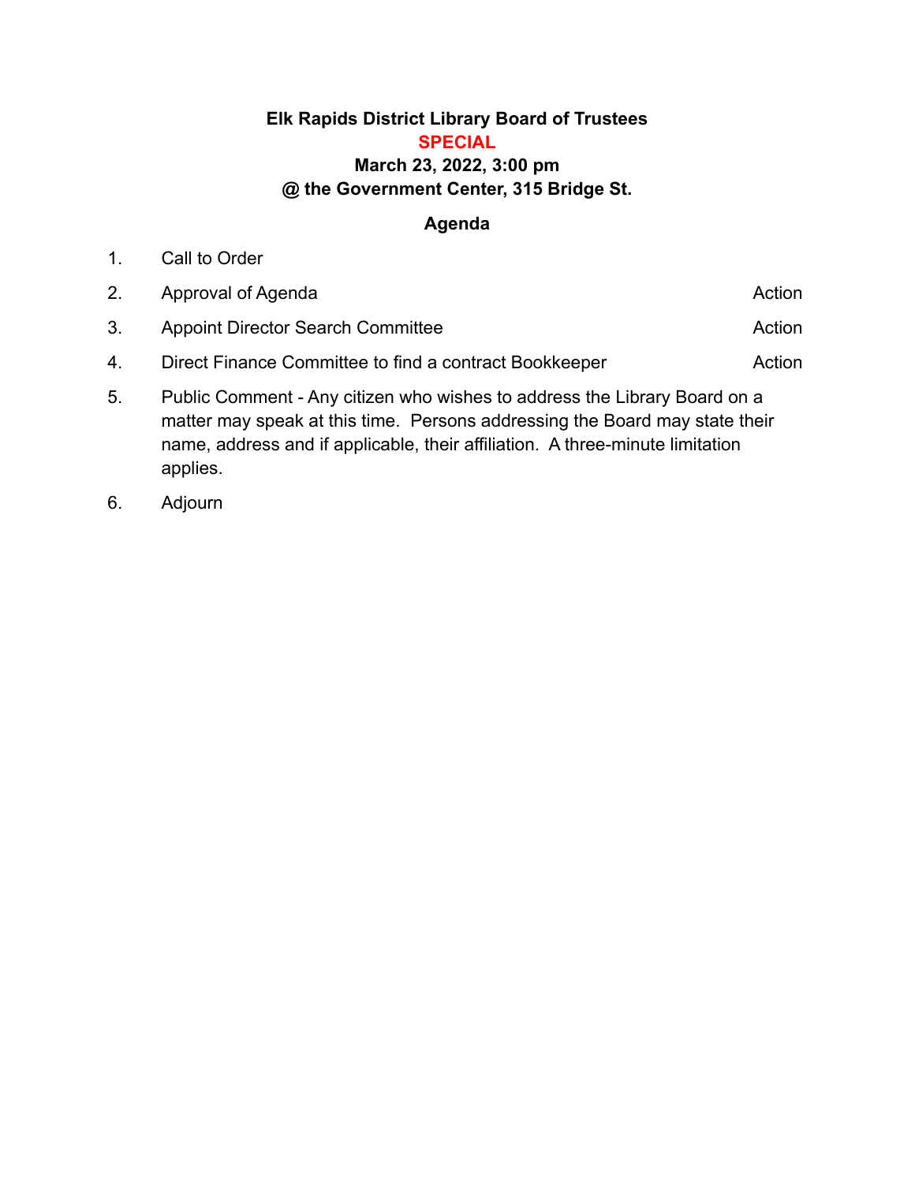**Elk Rapids District Library Board of Trustees**

**SPECIAL**

**March 23, 2022, 3:00 pm**

**@ the Government Center, 315 Bridge St.**

**Agenda**

1. Call to Order
2. Approval of Agenda — Action
3. Appoint Director Search Committee — Action
4. Direct Finance Committee to find a contract Bookkeeper — Action
5. Public Comment - Any citizen who wishes to address the Library Board on a matter may speak at this time. Persons addressing the Board may state their name, address and if applicable, their affiliation. A three-minute limitation applies.
6. Adjourn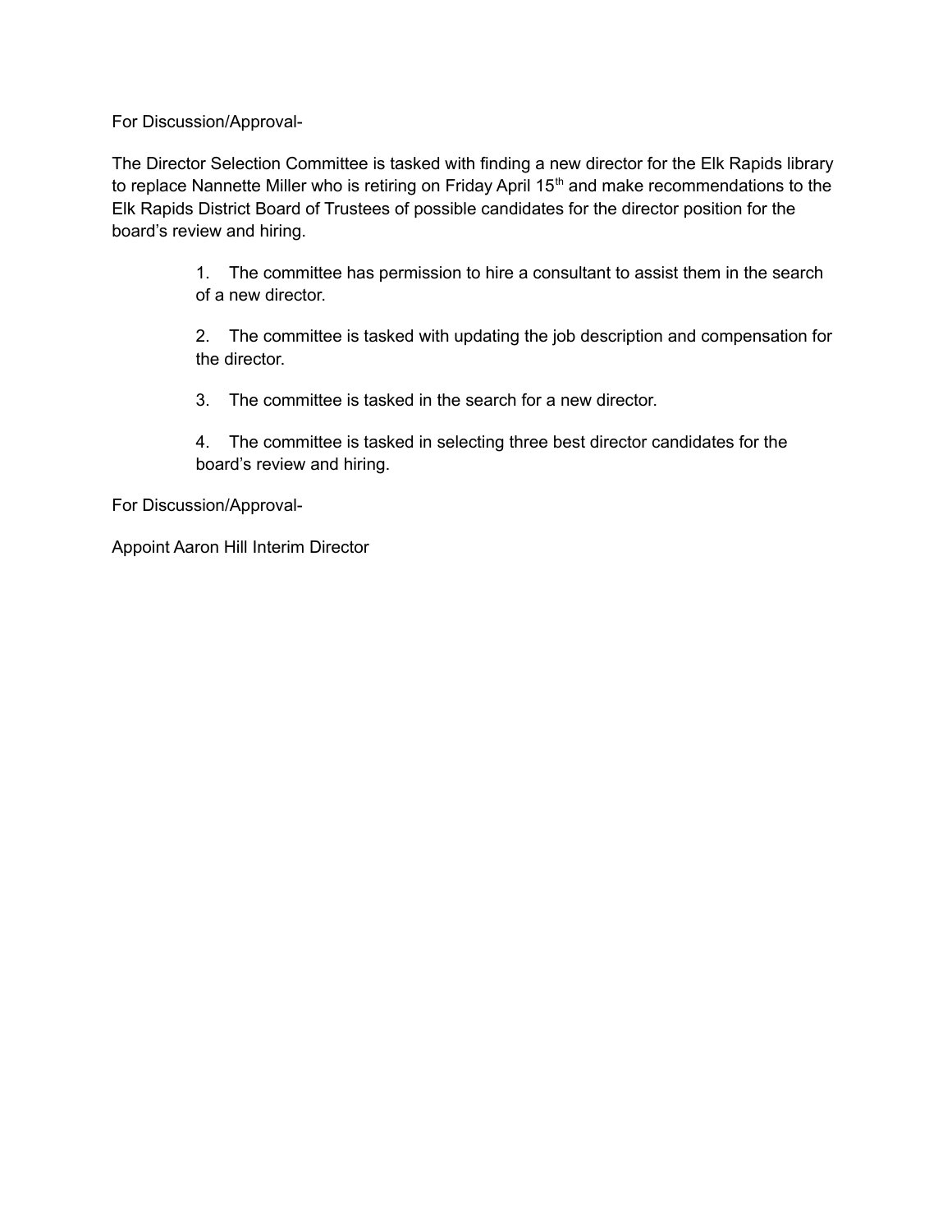For Discussion/Approval-

The Director Selection Committee is tasked with finding a new director for the Elk Rapids library to replace Nannette Miller who is retiring on Friday April 15th and make recommendations to the Elk Rapids District Board of Trustees of possible candidates for the director position for the board's review and hiring.

1. The committee has permission to hire a consultant to assist them in the search of a new director.

2. The committee is tasked with updating the job description and compensation for the director.

3. The committee is tasked in the search for a new director.

4. The committee is tasked in selecting three best director candidates for the board's review and hiring.

For Discussion/Approval-

Appoint Aaron Hill Interim Director